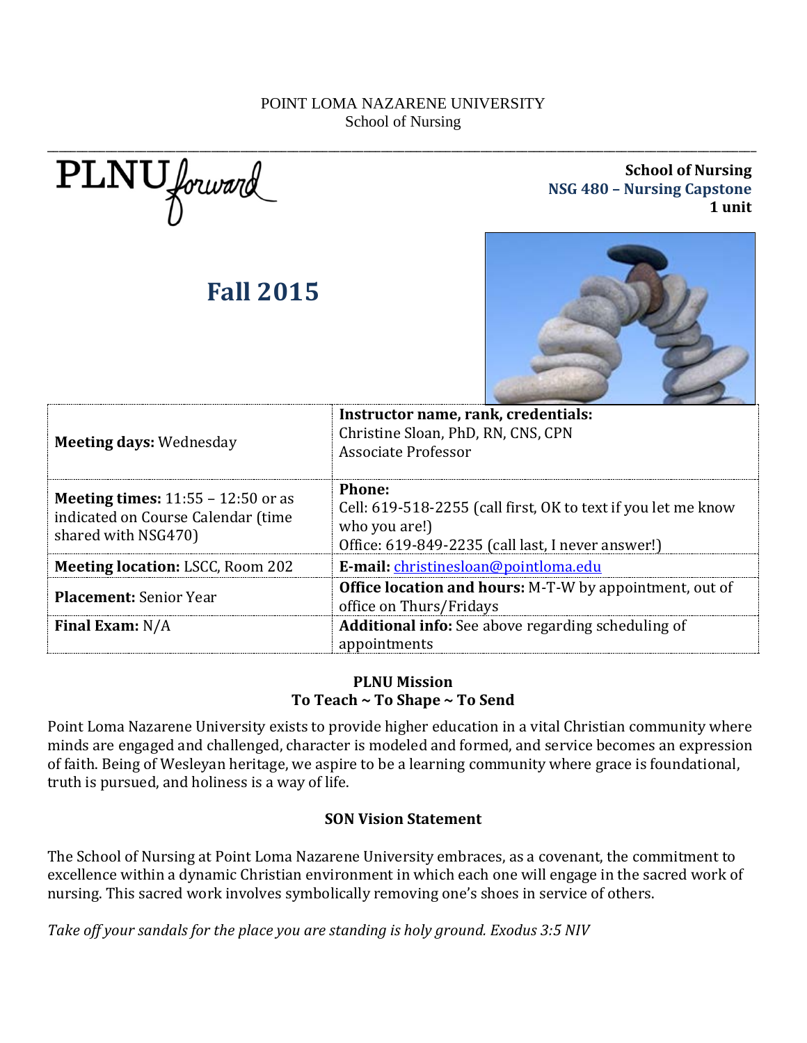POINT LOMA NAZARENE UNIVERSITY
School of Nursing

PLNU forward

**School of Nursing**
**NSG 480 – Nursing Capstone**
**1 unit**

# Fall 2015

| **Meeting days:** Wednesday | **Instructor name, rank, credentials:** Christine Sloan, PhD, RN, CNS, CPN Associate Professor |
|---|---|
| **Meeting times:** 11:55 – 12:50 or as indicated on Course Calendar (time shared with NSG470) | **Phone:** Cell: 619-518-2255 (call first, OK to text if you let me know who you are!) Office: 619-849-2235 (call last, I never answer!) |
| **Meeting location:** LSCC, Room 202 | **E-mail:** christinesloan@pointloma.edu |
| **Placement:** Senior Year | **Office location and hours:** M-T-W by appointment, out of office on Thurs/Fridays |
| **Final Exam:** N/A | **Additional info:** See above regarding scheduling of appointments |

**PLNU Mission**
**To Teach ~ To Shape ~ To Send**

Point Loma Nazarene University exists to provide higher education in a vital Christian community where minds are engaged and challenged, character is modeled and formed, and service becomes an expression of faith. Being of Wesleyan heritage, we aspire to be a learning community where grace is foundational, truth is pursued, and holiness is a way of life.

**SON Vision Statement**

The School of Nursing at Point Loma Nazarene University embraces, as a covenant, the commitment to excellence within a dynamic Christian environment in which each one will engage in the sacred work of nursing. This sacred work involves symbolically removing one's shoes in service of others.

*Take off your sandals for the place you are standing is holy ground. Exodus 3:5 NIV*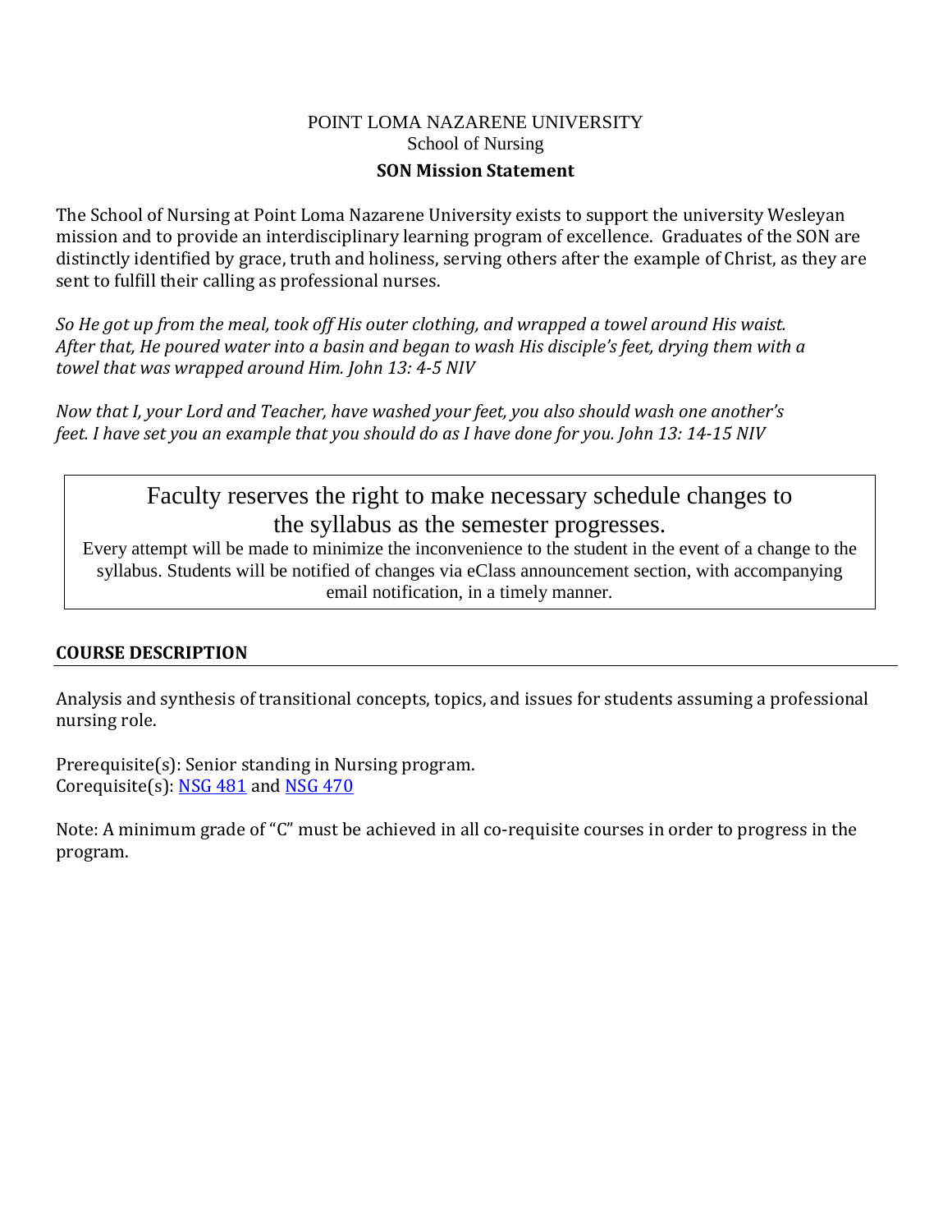POINT LOMA NAZARENE UNIVERSITY
School of Nursing

**SON Mission Statement**

The School of Nursing at Point Loma Nazarene University exists to support the university Wesleyan mission and to provide an interdisciplinary learning program of excellence. Graduates of the SON are distinctly identified by grace, truth and holiness, serving others after the example of Christ, as they are sent to fulfill their calling as professional nurses.

*So He got up from the meal, took off His outer clothing, and wrapped a towel around His waist. After that, He poured water into a basin and began to wash His disciple's feet, drying them with a towel that was wrapped around Him. John 13: 4-5 NIV*

*Now that I, your Lord and Teacher, have washed your feet, you also should wash one another's feet. I have set you an example that you should do as I have done for you. John 13: 14-15 NIV*

> Faculty reserves the right to make necessary schedule changes to the syllabus as the semester progresses.
>
> Every attempt will be made to minimize the inconvenience to the student in the event of a change to the syllabus. Students will be notified of changes via eClass announcement section, with accompanying email notification, in a timely manner.

## COURSE DESCRIPTION

Analysis and synthesis of transitional concepts, topics, and issues for students assuming a professional nursing role.

Prerequisite(s): Senior standing in Nursing program.
Corequisite(s): NSG 481 and NSG 470

Note: A minimum grade of "C" must be achieved in all co-requisite courses in order to progress in the program.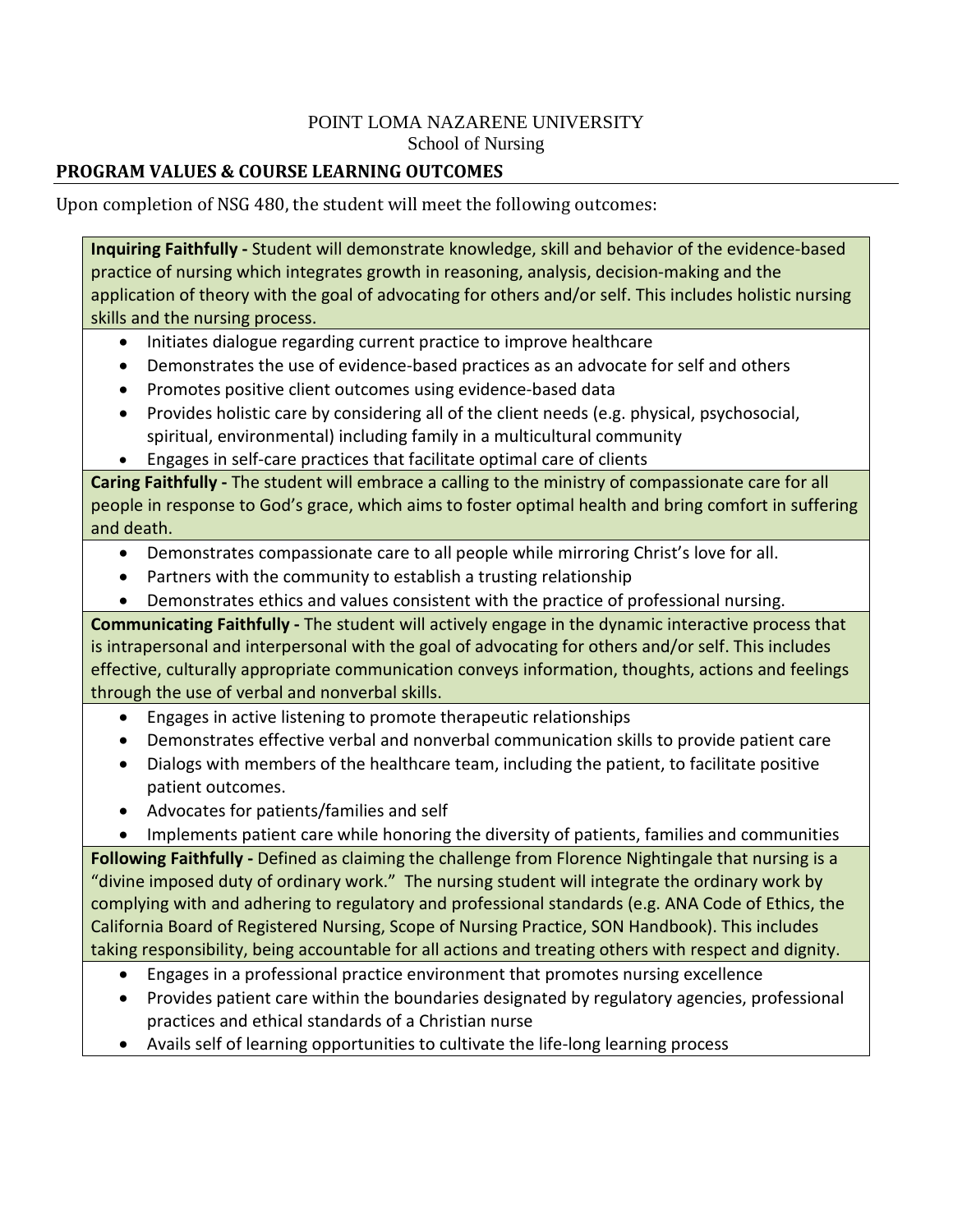POINT LOMA NAZARENE UNIVERSITY
School of Nursing

## PROGRAM VALUES & COURSE LEARNING OUTCOMES

Upon completion of NSG 480, the student will meet the following outcomes:

**Inquiring Faithfully -** Student will demonstrate knowledge, skill and behavior of the evidence-based practice of nursing which integrates growth in reasoning, analysis, decision-making and the application of theory with the goal of advocating for others and/or self. This includes holistic nursing skills and the nursing process.

- Initiates dialogue regarding current practice to improve healthcare
- Demonstrates the use of evidence-based practices as an advocate for self and others
- Promotes positive client outcomes using evidence-based data
- Provides holistic care by considering all of the client needs (e.g. physical, psychosocial, spiritual, environmental) including family in a multicultural community
- Engages in self-care practices that facilitate optimal care of clients

**Caring Faithfully -** The student will embrace a calling to the ministry of compassionate care for all people in response to God's grace, which aims to foster optimal health and bring comfort in suffering and death.

- Demonstrates compassionate care to all people while mirroring Christ's love for all.
- Partners with the community to establish a trusting relationship
- Demonstrates ethics and values consistent with the practice of professional nursing.

**Communicating Faithfully -** The student will actively engage in the dynamic interactive process that is intrapersonal and interpersonal with the goal of advocating for others and/or self. This includes effective, culturally appropriate communication conveys information, thoughts, actions and feelings through the use of verbal and nonverbal skills.

- Engages in active listening to promote therapeutic relationships
- Demonstrates effective verbal and nonverbal communication skills to provide patient care
- Dialogs with members of the healthcare team, including the patient, to facilitate positive patient outcomes.
- Advocates for patients/families and self
- Implements patient care while honoring the diversity of patients, families and communities

**Following Faithfully -** Defined as claiming the challenge from Florence Nightingale that nursing is a "divine imposed duty of ordinary work." The nursing student will integrate the ordinary work by complying with and adhering to regulatory and professional standards (e.g. ANA Code of Ethics, the California Board of Registered Nursing, Scope of Nursing Practice, SON Handbook). This includes taking responsibility, being accountable for all actions and treating others with respect and dignity.

- Engages in a professional practice environment that promotes nursing excellence
- Provides patient care within the boundaries designated by regulatory agencies, professional practices and ethical standards of a Christian nurse
- Avails self of learning opportunities to cultivate the life-long learning process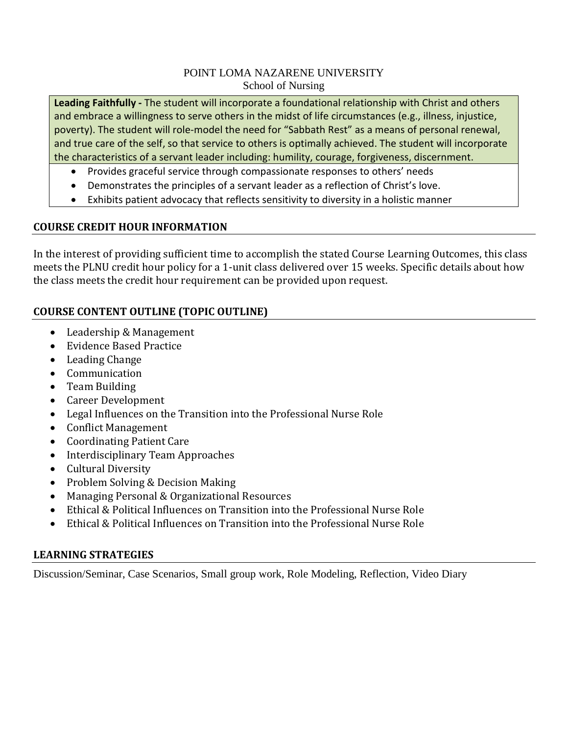POINT LOMA NAZARENE UNIVERSITY
School of Nursing

| **Leading Faithfully -** The student will incorporate a foundational relationship with Christ and others and embrace a willingness to serve others in the midst of life circumstances (e.g., illness, injustice, poverty). The student will role-model the need for "Sabbath Rest" as a means of personal renewal, and true care of the self, so that service to others is optimally achieved. The student will incorporate the characteristics of a servant leader including: humility, courage, forgiveness, discernment. |
|---|
| • Provides graceful service through compassionate responses to others' needs<br>• Demonstrates the principles of a servant leader as a reflection of Christ's love.<br>• Exhibits patient advocacy that reflects sensitivity to diversity in a holistic manner |

## COURSE CREDIT HOUR INFORMATION

In the interest of providing sufficient time to accomplish the stated Course Learning Outcomes, this class meets the PLNU credit hour policy for a 1-unit class delivered over 15 weeks. Specific details about how the class meets the credit hour requirement can be provided upon request.

## COURSE CONTENT OUTLINE (TOPIC OUTLINE)

- Leadership & Management
- Evidence Based Practice
- Leading Change
- Communication
- Team Building
- Career Development
- Legal Influences on the Transition into the Professional Nurse Role
- Conflict Management
- Coordinating Patient Care
- Interdisciplinary Team Approaches
- Cultural Diversity
- Problem Solving & Decision Making
- Managing Personal & Organizational Resources
- Ethical & Political Influences on Transition into the Professional Nurse Role
- Ethical & Political Influences on Transition into the Professional Nurse Role

## LEARNING STRATEGIES

Discussion/Seminar, Case Scenarios, Small group work, Role Modeling, Reflection, Video Diary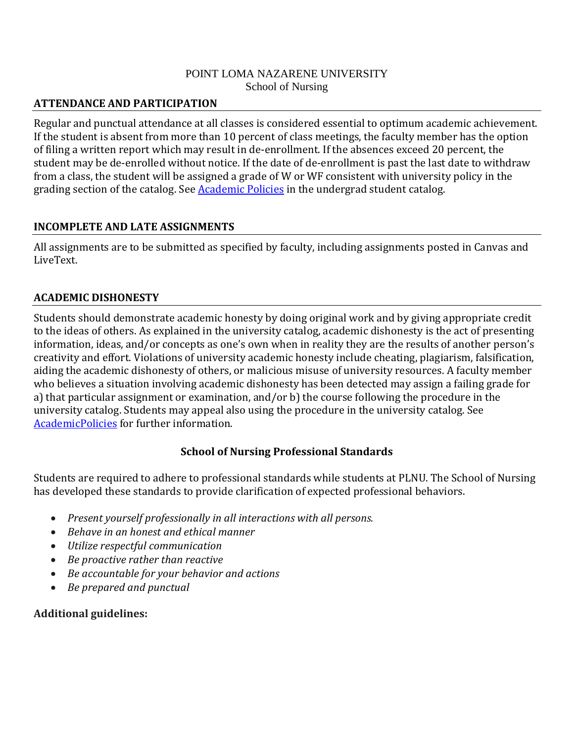POINT LOMA NAZARENE UNIVERSITY
School of Nursing

## ATTENDANCE AND PARTICIPATION

Regular and punctual attendance at all classes is considered essential to optimum academic achievement. If the student is absent from more than 10 percent of class meetings, the faculty member has the option of filing a written report which may result in de-enrollment. If the absences exceed 20 percent, the student may be de-enrolled without notice. If the date of de-enrollment is past the last date to withdraw from a class, the student will be assigned a grade of W or WF consistent with university policy in the grading section of the catalog. See [Academic Policies] in the undergrad student catalog.

## INCOMPLETE AND LATE ASSIGNMENTS

All assignments are to be submitted as specified by faculty, including assignments posted in Canvas and LiveText.

## ACADEMIC DISHONESTY

Students should demonstrate academic honesty by doing original work and by giving appropriate credit to the ideas of others. As explained in the university catalog, academic dishonesty is the act of presenting information, ideas, and/or concepts as one's own when in reality they are the results of another person's creativity and effort. Violations of university academic honesty include cheating, plagiarism, falsification, aiding the academic dishonesty of others, or malicious misuse of university resources. A faculty member who believes a situation involving academic dishonesty has been detected may assign a failing grade for a) that particular assignment or examination, and/or b) the course following the procedure in the university catalog. Students may appeal also using the procedure in the university catalog. See [AcademicPolicies] for further information.

## School of Nursing Professional Standards

Students are required to adhere to professional standards while students at PLNU. The School of Nursing has developed these standards to provide clarification of expected professional behaviors.

- *Present yourself professionally in all interactions with all persons.*
- *Behave in an honest and ethical manner*
- *Utilize respectful communication*
- *Be proactive rather than reactive*
- *Be accountable for your behavior and actions*
- *Be prepared and punctual*

**Additional guidelines:**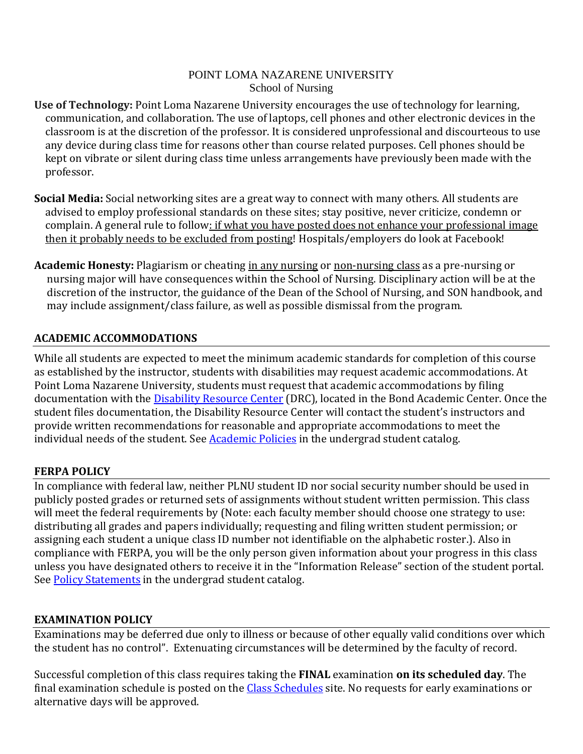POINT LOMA NAZARENE UNIVERSITY
School of Nursing

**Use of Technology:** Point Loma Nazarene University encourages the use of technology for learning, communication, and collaboration. The use of laptops, cell phones and other electronic devices in the classroom is at the discretion of the professor. It is considered unprofessional and discourteous to use any device during class time for reasons other than course related purposes. Cell phones should be kept on vibrate or silent during class time unless arrangements have previously been made with the professor.

**Social Media:** Social networking sites are a great way to connect with many others. All students are advised to employ professional standards on these sites; stay positive, never criticize, condemn or complain. A general rule to follow: if what you have posted does not enhance your professional image then it probably needs to be excluded from posting! Hospitals/employers do look at Facebook!

**Academic Honesty:** Plagiarism or cheating in any nursing or non-nursing class as a pre-nursing or nursing major will have consequences within the School of Nursing. Disciplinary action will be at the discretion of the instructor, the guidance of the Dean of the School of Nursing, and SON handbook, and may include assignment/class failure, as well as possible dismissal from the program.

## ACADEMIC ACCOMMODATIONS

While all students are expected to meet the minimum academic standards for completion of this course as established by the instructor, students with disabilities may request academic accommodations. At Point Loma Nazarene University, students must request that academic accommodations by filing documentation with the Disability Resource Center (DRC), located in the Bond Academic Center. Once the student files documentation, the Disability Resource Center will contact the student's instructors and provide written recommendations for reasonable and appropriate accommodations to meet the individual needs of the student. See Academic Policies in the undergrad student catalog.

## FERPA POLICY

In compliance with federal law, neither PLNU student ID nor social security number should be used in publicly posted grades or returned sets of assignments without student written permission. This class will meet the federal requirements by (Note: each faculty member should choose one strategy to use: distributing all grades and papers individually; requesting and filing written student permission; or assigning each student a unique class ID number not identifiable on the alphabetic roster.). Also in compliance with FERPA, you will be the only person given information about your progress in this class unless you have designated others to receive it in the "Information Release" section of the student portal. See Policy Statements in the undergrad student catalog.

## EXAMINATION POLICY

Examinations may be deferred due only to illness or because of other equally valid conditions over which the student has no control". Extenuating circumstances will be determined by the faculty of record.

Successful completion of this class requires taking the **FINAL** examination **on its scheduled day**. The final examination schedule is posted on the Class Schedules site. No requests for early examinations or alternative days will be approved.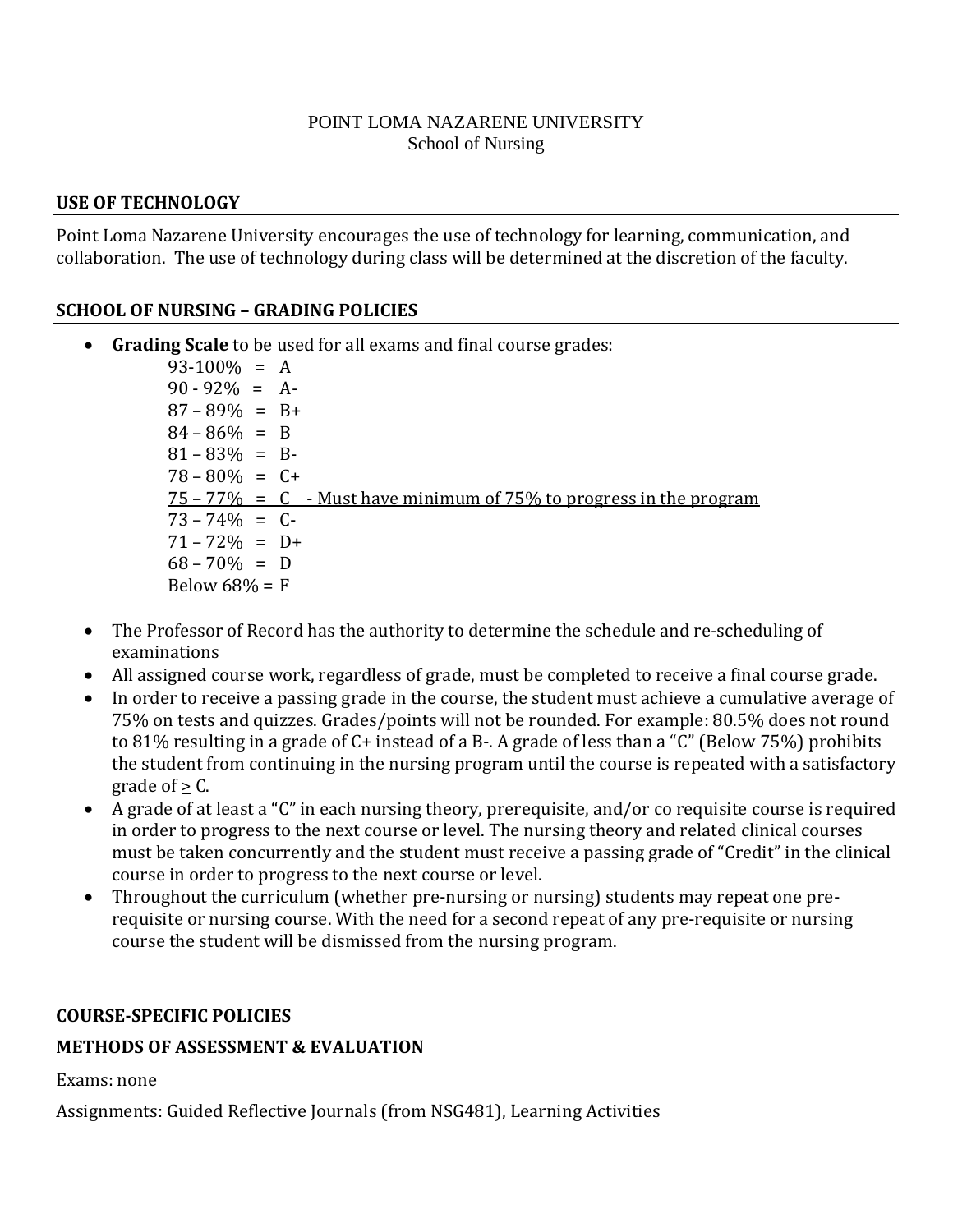POINT LOMA NAZARENE UNIVERSITY
School of Nursing

## USE OF TECHNOLOGY

Point Loma Nazarene University encourages the use of technology for learning, communication, and collaboration. The use of technology during class will be determined at the discretion of the faculty.

## SCHOOL OF NURSING – GRADING POLICIES

- **Grading Scale** to be used for all exams and final course grades:
  - 93-100% = A
  - 90 - 92% = A-
  - 87 – 89% = B+
  - 84 – 86% = B
  - 81 – 83% = B-
  - 78 – 80% = C+
  - <u>75 – 77% = C - Must have minimum of 75% to progress in the program</u>
  - 73 – 74% = C-
  - 71 – 72% = D+
  - 68 – 70% = D
  - Below 68% = F
- The Professor of Record has the authority to determine the schedule and re-scheduling of examinations
- All assigned course work, regardless of grade, must be completed to receive a final course grade.
- In order to receive a passing grade in the course, the student must achieve a cumulative average of 75% on tests and quizzes. Grades/points will not be rounded. For example: 80.5% does not round to 81% resulting in a grade of C+ instead of a B-. A grade of less than a "C" (Below 75%) prohibits the student from continuing in the nursing program until the course is repeated with a satisfactory grade of ≥ C.
- A grade of at least a "C" in each nursing theory, prerequisite, and/or co requisite course is required in order to progress to the next course or level. The nursing theory and related clinical courses must be taken concurrently and the student must receive a passing grade of "Credit" in the clinical course in order to progress to the next course or level.
- Throughout the curriculum (whether pre-nursing or nursing) students may repeat one pre-requisite or nursing course. With the need for a second repeat of any pre-requisite or nursing course the student will be dismissed from the nursing program.

## COURSE-SPECIFIC POLICIES

## METHODS OF ASSESSMENT & EVALUATION

Exams: none

Assignments: Guided Reflective Journals (from NSG481), Learning Activities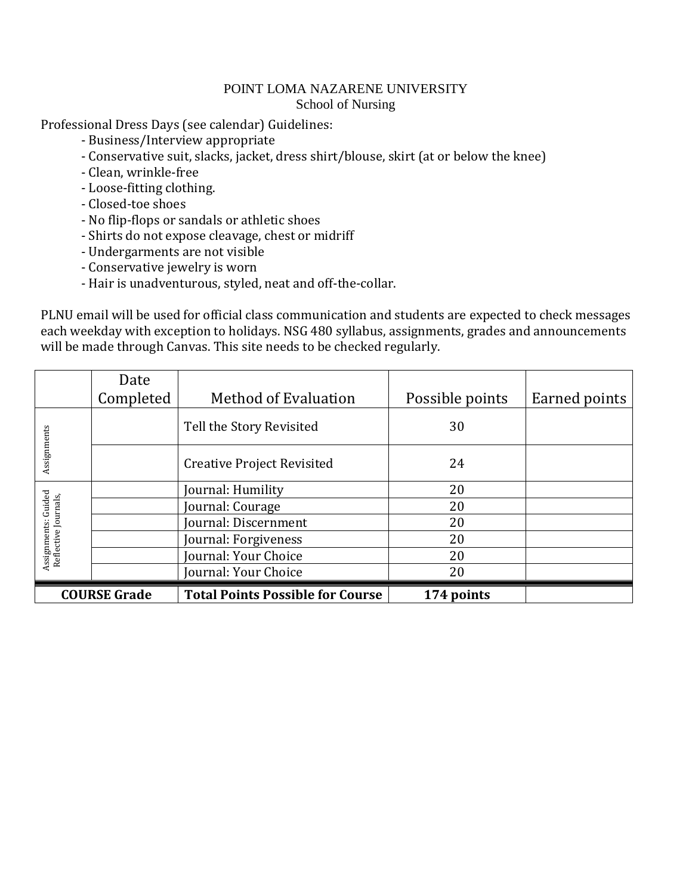POINT LOMA NAZARENE UNIVERSITY
School of Nursing

Professional Dress Days (see calendar) Guidelines:

- Business/Interview appropriate
- Conservative suit, slacks, jacket, dress shirt/blouse, skirt (at or below the knee)
- Clean, wrinkle-free
- Loose-fitting clothing.
- Closed-toe shoes
- No flip-flops or sandals or athletic shoes
- Shirts do not expose cleavage, chest or midriff
- Undergarments are not visible
- Conservative jewelry is worn
- Hair is unadventurous, styled, neat and off-the-collar.

PLNU email will be used for official class communication and students are expected to check messages each weekday with exception to holidays. NSG 480 syllabus, assignments, grades and announcements will be made through Canvas. This site needs to be checked regularly.

| | Date Completed | Method of Evaluation | Possible points | Earned points |
|---|---|---|---|---|
| Assignments | | Tell the Story Revisited | 30 | |
| | | Creative Project Revisited | 24 | |
| Assignments: Guided Reflective Journals, | | Journal: Humility | 20 | |
| | | Journal: Courage | 20 | |
| | | Journal: Discernment | 20 | |
| | | Journal: Forgiveness | 20 | |
| | | Journal: Your Choice | 20 | |
| | | Journal: Your Choice | 20 | |
| **COURSE Grade** | | **Total Points Possible for Course** | **174 points** | |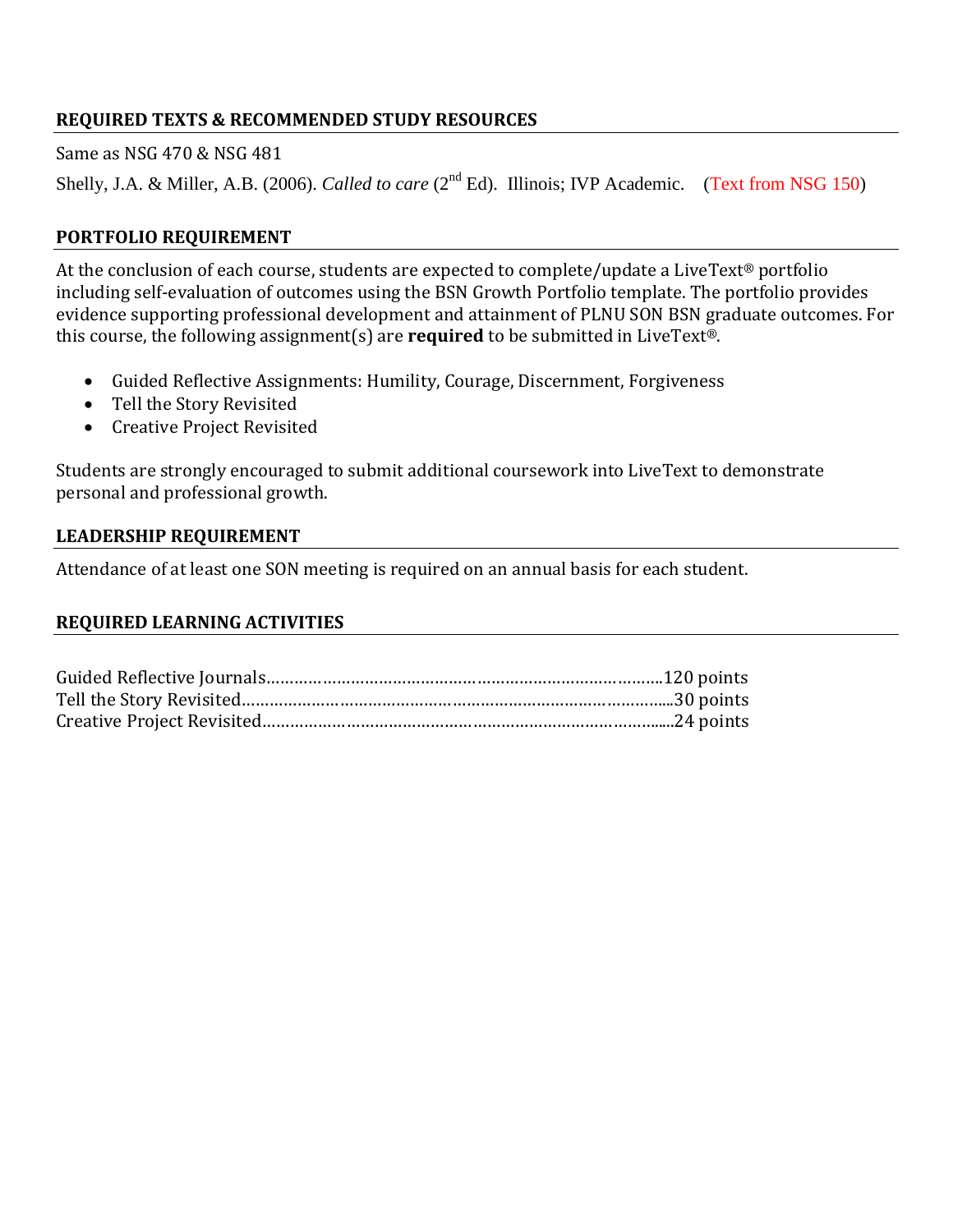## REQUIRED TEXTS & RECOMMENDED STUDY RESOURCES

Same as NSG 470 & NSG 481

Shelly, J.A. & Miller, A.B. (2006). *Called to care* (2nd Ed). Illinois; IVP Academic. (Text from NSG 150)

## PORTFOLIO REQUIREMENT

At the conclusion of each course, students are expected to complete/update a LiveText® portfolio including self-evaluation of outcomes using the BSN Growth Portfolio template. The portfolio provides evidence supporting professional development and attainment of PLNU SON BSN graduate outcomes. For this course, the following assignment(s) are **required** to be submitted in LiveText®.

- Guided Reflective Assignments: Humility, Courage, Discernment, Forgiveness
- Tell the Story Revisited
- Creative Project Revisited

Students are strongly encouraged to submit additional coursework into LiveText to demonstrate personal and professional growth.

## LEADERSHIP REQUIREMENT

Attendance of at least one SON meeting is required on an annual basis for each student.

## REQUIRED LEARNING ACTIVITIES

Guided Reflective Journals……………………………………………………………………..120 points
Tell the Story Revisited…………………………………………………………………………...30 points
Creative Project Revisited……………………………………………………………………....24 points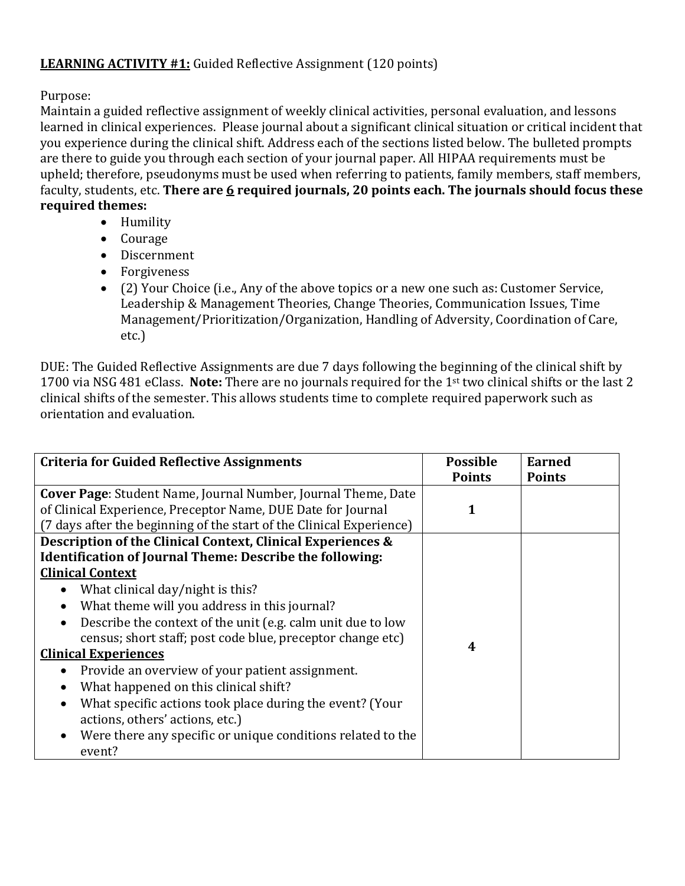**LEARNING ACTIVITY #1:** Guided Reflective Assignment (120 points)

Purpose:
Maintain a guided reflective assignment of weekly clinical activities, personal evaluation, and lessons learned in clinical experiences. Please journal about a significant clinical situation or critical incident that you experience during the clinical shift. Address each of the sections listed below. The bulleted prompts are there to guide you through each section of your journal paper. All HIPAA requirements must be upheld; therefore, pseudonyms must be used when referring to patients, family members, staff members, faculty, students, etc. **There are 6 required journals, 20 points each. The journals should focus these required themes:**

- Humility
- Courage
- Discernment
- Forgiveness
- (2) Your Choice (i.e., Any of the above topics or a new one such as: Customer Service, Leadership & Management Theories, Change Theories, Communication Issues, Time Management/Prioritization/Organization, Handling of Adversity, Coordination of Care, etc.)

DUE: The Guided Reflective Assignments are due 7 days following the beginning of the clinical shift by 1700 via NSG 481 eClass. **Note:** There are no journals required for the 1st two clinical shifts or the last 2 clinical shifts of the semester. This allows students time to complete required paperwork such as orientation and evaluation.

| Criteria for Guided Reflective Assignments | Possible Points | Earned Points |
|---|---|---|
| **Cover Page**: Student Name, Journal Number, Journal Theme, Date of Clinical Experience, Preceptor Name, DUE Date for Journal (7 days after the beginning of the start of the Clinical Experience) | **1** | |
| **Description of the Clinical Context, Clinical Experiences & Identification of Journal Theme: Describe the following:** <br> **Clinical Context** <br> • What clinical day/night is this? <br> • What theme will you address in this journal? <br> • Describe the context of the unit (e.g. calm unit due to low census; short staff; post code blue, preceptor change etc) <br> **Clinical Experiences** <br> • Provide an overview of your patient assignment. <br> • What happened on this clinical shift? <br> • What specific actions took place during the event? (Your actions, others' actions, etc.) <br> • Were there any specific or unique conditions related to the event? | **4** | |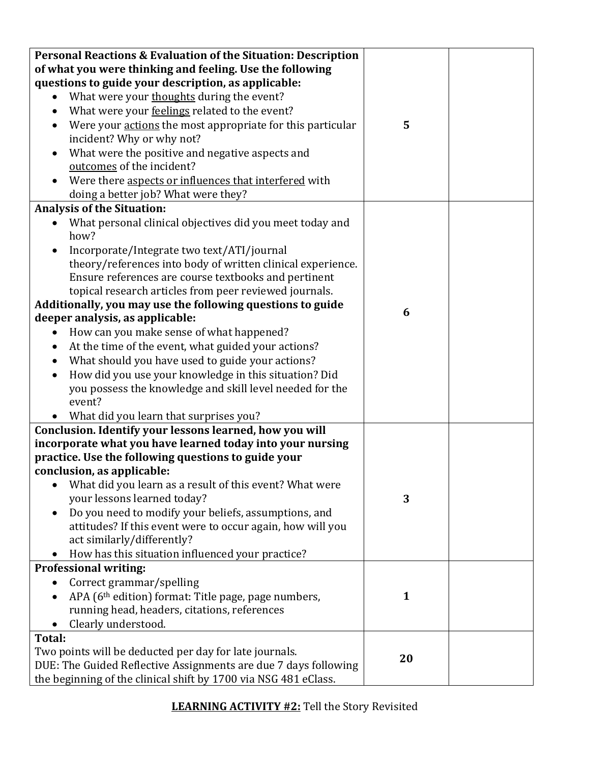| | | |
|---|---|---|
| **Personal Reactions & Evaluation of the Situation: Description of what you were thinking and feeling. Use the following questions to guide your description, as applicable:**<br>• What were your <u>thoughts</u> during the event?<br>• What were your <u>feelings</u> related to the event?<br>• Were your <u>actions</u> the most appropriate for this particular incident? Why or why not?<br>• What were the positive and negative aspects and <u>outcomes</u> of the incident?<br>• Were there <u>aspects or influences that interfered</u> with doing a better job? What were they? | **5** | |
| **Analysis of the Situation:**<br>• What personal clinical objectives did you meet today and how?<br>• Incorporate/Integrate two text/ATI/journal theory/references into body of written clinical experience. Ensure references are course textbooks and pertinent topical research articles from peer reviewed journals.<br>**Additionally, you may use the following questions to guide deeper analysis, as applicable:**<br>• How can you make sense of what happened?<br>• At the time of the event, what guided your actions?<br>• What should you have used to guide your actions?<br>• How did you use your knowledge in this situation? Did you possess the knowledge and skill level needed for the event?<br>• What did you learn that surprises you? | **6** | |
| **Conclusion. Identify your lessons learned, how you will incorporate what you have learned today into your nursing practice. Use the following questions to guide your conclusion, as applicable:**<br>• What did you learn as a result of this event? What were your lessons learned today?<br>• Do you need to modify your beliefs, assumptions, and attitudes? If this event were to occur again, how will you act similarly/differently?<br>• How has this situation influenced your practice? | **3** | |
| **Professional writing:**<br>• Correct grammar/spelling<br>• APA (6th edition) format: Title page, page numbers, running head, headers, citations, references<br>• Clearly understood. | **1** | |
| **Total:**<br>Two points will be deducted per day for late journals.<br>DUE: The Guided Reflective Assignments are due 7 days following the beginning of the clinical shift by 1700 via NSG 481 eClass. | **20** | |

**<u>LEARNING ACTIVITY #2:</u>** Tell the Story Revisited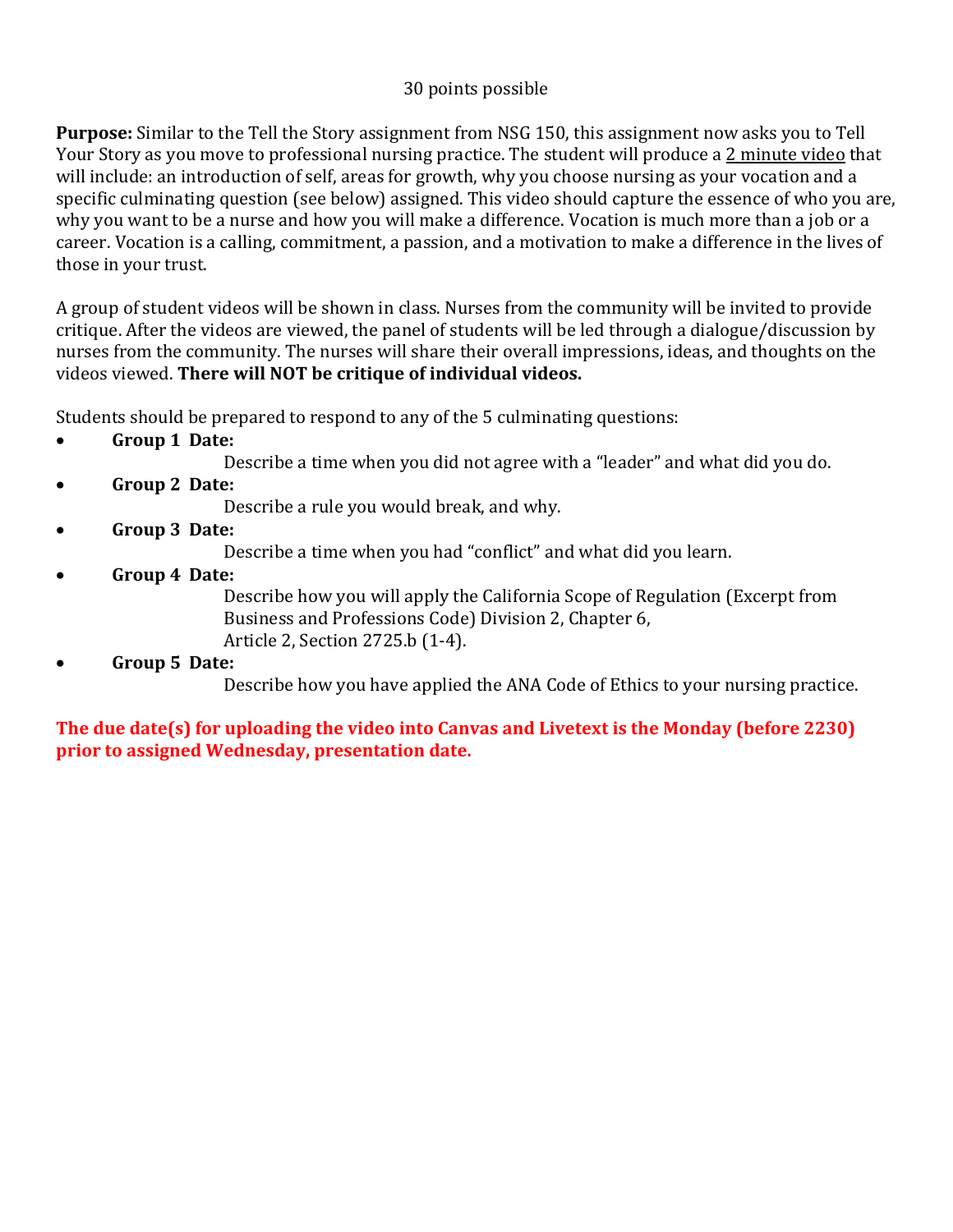30 points possible

**Purpose:** Similar to the Tell the Story assignment from NSG 150, this assignment now asks you to Tell Your Story as you move to professional nursing practice. The student will produce a <u>2 minute video</u> that will include: an introduction of self, areas for growth, why you choose nursing as your vocation and a specific culminating question (see below) assigned. This video should capture the essence of who you are, why you want to be a nurse and how you will make a difference. Vocation is much more than a job or a career. Vocation is a calling, commitment, a passion, and a motivation to make a difference in the lives of those in your trust.

A group of student videos will be shown in class. Nurses from the community will be invited to provide critique. After the videos are viewed, the panel of students will be led through a dialogue/discussion by nurses from the community. The nurses will share their overall impressions, ideas, and thoughts on the videos viewed. **There will NOT be critique of individual videos.**

Students should be prepared to respond to any of the 5 culminating questions:

- **Group 1 Date:**
  Describe a time when you did not agree with a "leader" and what did you do.
- **Group 2 Date:**
  Describe a rule you would break, and why.
- **Group 3 Date:**
  Describe a time when you had "conflict" and what did you learn.
- **Group 4 Date:**
  Describe how you will apply the California Scope of Regulation (Excerpt from Business and Professions Code) Division 2, Chapter 6, Article 2, Section 2725.b (1-4).
- **Group 5 Date:**
  Describe how you have applied the ANA Code of Ethics to your nursing practice.

**The due date(s) for uploading the video into Canvas and Livetext is the Monday (before 2230) prior to assigned Wednesday, presentation date.**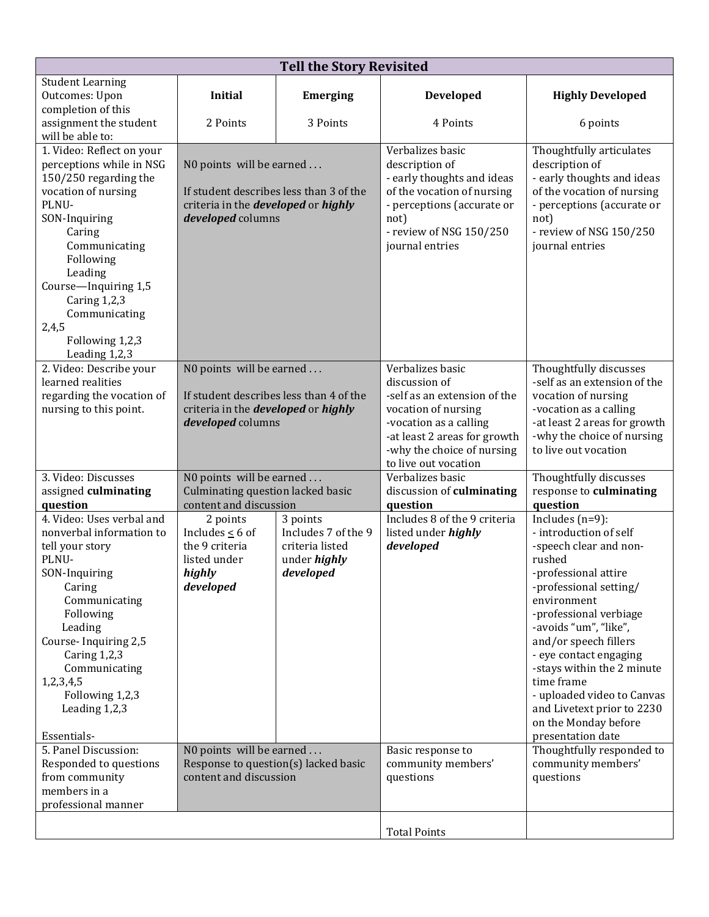| Tell the Story Revisited | | | | |
|---|---|---|---|---|
| Student Learning Outcomes: Upon completion of this assignment the student will be able to: | **Initial**<br><br>2 Points | **Emerging**<br><br>3 Points | **Developed**<br><br>4 Points | **Highly Developed**<br><br>6 points |
| 1. Video: Reflect on your perceptions while in NSG 150/250 regarding the vocation of nursing<br>PLNU-SON-Inquiring<br>Caring<br>Communicating<br>Following<br>Leading<br>Course—Inquiring 1,5<br>Caring 1,2,3<br>Communicating 2,4,5<br>Following 1,2,3<br>Leading 1,2,3 | N0 points will be earned . . .<br><br>If student describes less than 3 of the criteria in the ***developed*** or ***highly developed*** columns | | Verbalizes basic description of<br>- early thoughts and ideas of the vocation of nursing<br>- perceptions (accurate or not)<br>- review of NSG 150/250 journal entries | Thoughtfully articulates description of<br>- early thoughts and ideas of the vocation of nursing<br>- perceptions (accurate or not)<br>- review of NSG 150/250 journal entries |
| 2. Video: Describe your learned realities regarding the vocation of nursing to this point. | N0 points will be earned . . .<br><br>If student describes less than 4 of the criteria in the ***developed*** or ***highly developed*** columns | | Verbalizes basic discussion of<br>-self as an extension of the vocation of nursing<br>-vocation as a calling<br>-at least 2 areas for growth<br>-why the choice of nursing to live out vocation | Thoughtfully discusses<br>-self as an extension of the vocation of nursing<br>-vocation as a calling<br>-at least 2 areas for growth<br>-why the choice of nursing to live out vocation |
| 3. Video: Discusses assigned **culminating question** | N0 points will be earned . . .<br>Culminating question lacked basic content and discussion | | Verbalizes basic discussion of **culminating question** | Thoughtfully discusses response to **culminating question** |
| 4. Video: Uses verbal and nonverbal information to tell your story<br>PLNU-SON-Inquiring<br>Caring<br>Communicating<br>Following<br>Leading<br>Course- Inquiring 2,5<br>Caring 1,2,3<br>Communicating 1,2,3,4,5<br>Following 1,2,3<br>Leading 1,2,3<br><br>Essentials- | 2 points<br>Includes ≤ 6 of the 9 criteria listed under ***highly developed*** | 3 points<br>Includes 7 of the 9 criteria listed under ***highly developed*** | Includes 8 of the 9 criteria listed under ***highly developed*** | Includes (n=9):<br>- introduction of self<br>-speech clear and non-rushed<br>-professional attire<br>-professional setting/ environment<br>-professional verbiage<br>-avoids "um", "like", and/or speech fillers<br>- eye contact engaging<br>-stays within the 2 minute time frame<br>- uploaded video to Canvas and Livetext prior to 2230 on the Monday before presentation date |
| 5. Panel Discussion: Responded to questions from community members in a professional manner | N0 points will be earned . . .<br>Response to question(s) lacked basic content and discussion | | Basic response to community members' questions | Thoughtfully responded to community members' questions |
| | | | Total Points | |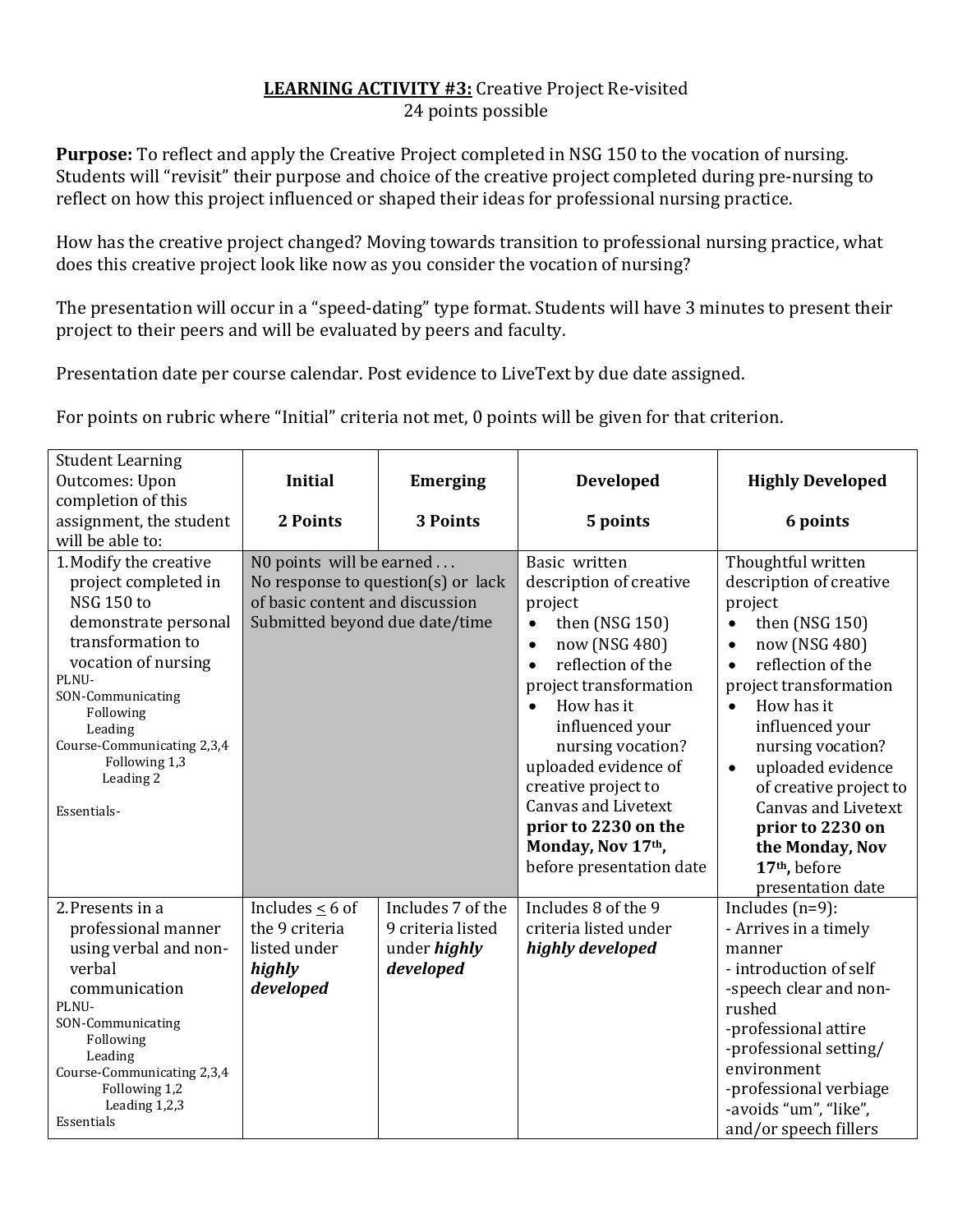**LEARNING ACTIVITY #3:** Creative Project Re-visited
24 points possible

**Purpose:** To reflect and apply the Creative Project completed in NSG 150 to the vocation of nursing. Students will "revisit" their purpose and choice of the creative project completed during pre-nursing to reflect on how this project influenced or shaped their ideas for professional nursing practice.

How has the creative project changed? Moving towards transition to professional nursing practice, what does this creative project look like now as you consider the vocation of nursing?

The presentation will occur in a "speed-dating" type format. Students will have 3 minutes to present their project to their peers and will be evaluated by peers and faculty.

Presentation date per course calendar. Post evidence to LiveText by due date assigned.

For points on rubric where "Initial" criteria not met, 0 points will be given for that criterion.

| Student Learning Outcomes: Upon completion of this assignment, the student will be able to: | **Initial**<br><br>**2 Points** | **Emerging**<br><br>**3 Points** | **Developed**<br><br>**5 points** | **Highly Developed**<br><br>**6 points** |
|---|---|---|---|---|
| 1. Modify the creative project completed in NSG 150 to demonstrate personal transformation to vocation of nursing<br>PLNU-<br>SON-Communicating<br>Following<br>Leading<br>Course-Communicating 2,3,4<br>Following 1,3<br>Leading 2<br><br>Essentials- | N0 points will be earned . . .<br>No response to question(s) or lack of basic content and discussion<br>Submitted beyond due date/time | | Basic written description of creative project<br>• then (NSG 150)<br>• now (NSG 480)<br>• reflection of the project transformation<br>• How has it influenced your nursing vocation?<br>uploaded evidence of creative project to Canvas and Livetext **prior to 2230 on the Monday, Nov 17th,** before presentation date | Thoughtful written description of creative project<br>• then (NSG 150)<br>• now (NSG 480)<br>• reflection of the project transformation<br>• How has it influenced your nursing vocation?<br>• uploaded evidence of creative project to Canvas and Livetext **prior to 2230 on the Monday, Nov 17th,** before presentation date |
| 2. Presents in a professional manner using verbal and non-verbal communication<br>PLNU-<br>SON-Communicating<br>Following<br>Leading<br>Course-Communicating 2,3,4<br>Following 1,2<br>Leading 1,2,3<br>Essentials | Includes ≤ 6 of the 9 criteria listed under ***highly developed*** | Includes 7 of the 9 criteria listed under ***highly developed*** | Includes 8 of the 9 criteria listed under ***highly developed*** | Includes (n=9):<br>- Arrives in a timely manner<br>- introduction of self<br>-speech clear and non-rushed<br>-professional attire<br>-professional setting/ environment<br>-professional verbiage<br>-avoids "um", "like", and/or speech fillers |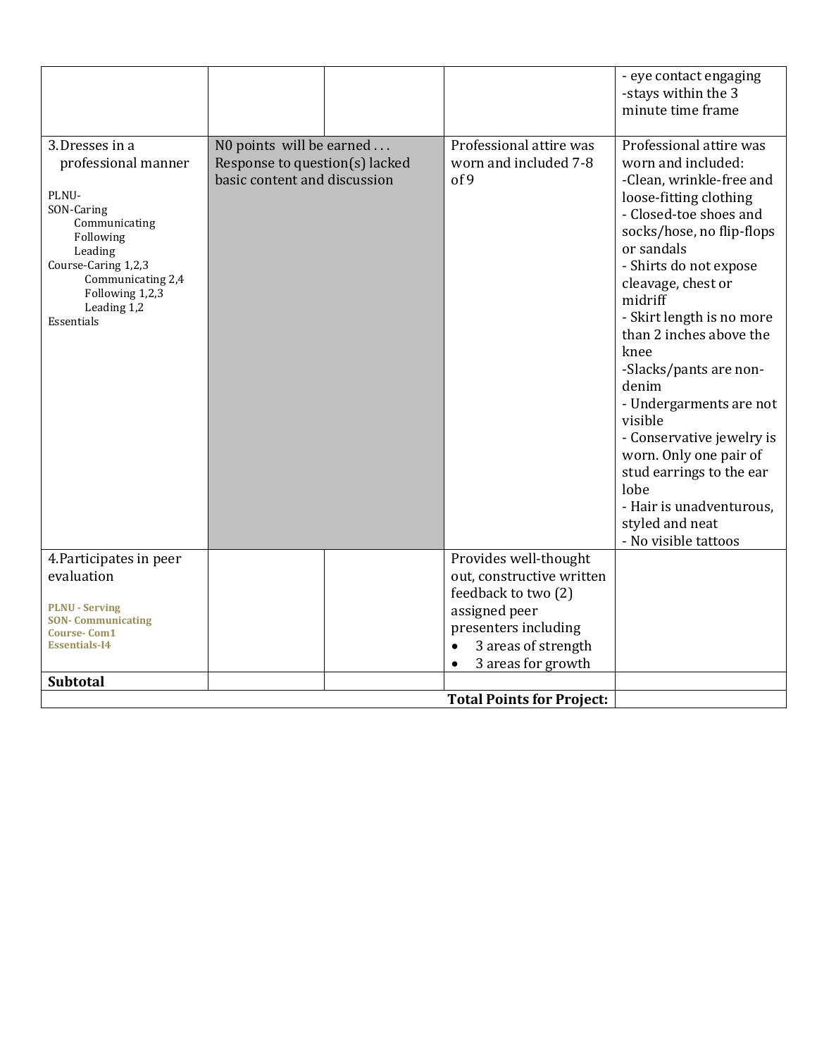| | | | | |
|---|---|---|---|---|
| | | | | - eye contact engaging<br>-stays within the 3 minute time frame |
| 3. Dresses in a professional manner<br><br>PLNU-<br>SON-Caring<br>Communicating<br>Following<br>Leading<br>Course-Caring 1,2,3<br>Communicating 2,4<br>Following 1,2,3<br>Leading 1,2<br>Essentials | N0 points will be earned . . . Response to question(s) lacked basic content and discussion | | Professional attire was worn and included 7-8 of 9 | Professional attire was worn and included:<br>-Clean, wrinkle-free and loose-fitting clothing<br>- Closed-toe shoes and socks/hose, no flip-flops or sandals<br>- Shirts do not expose cleavage, chest or midriff<br>- Skirt length is no more than 2 inches above the knee<br>-Slacks/pants are non-denim<br>- Undergarments are not visible<br>- Conservative jewelry is worn. Only one pair of stud earrings to the ear lobe<br>- Hair is unadventurous, styled and neat<br>- No visible tattoos |
| 4. Participates in peer evaluation<br><br>PLNU - Serving<br>SON- Communicating<br>Course- Com1<br>Essentials-I4 | | | Provides well-thought out, constructive written feedback to two (2) assigned peer presenters including<br>• 3 areas of strength<br>• 3 areas for growth | |
| **Subtotal** | | | | |
| | | | **Total Points for Project:** | |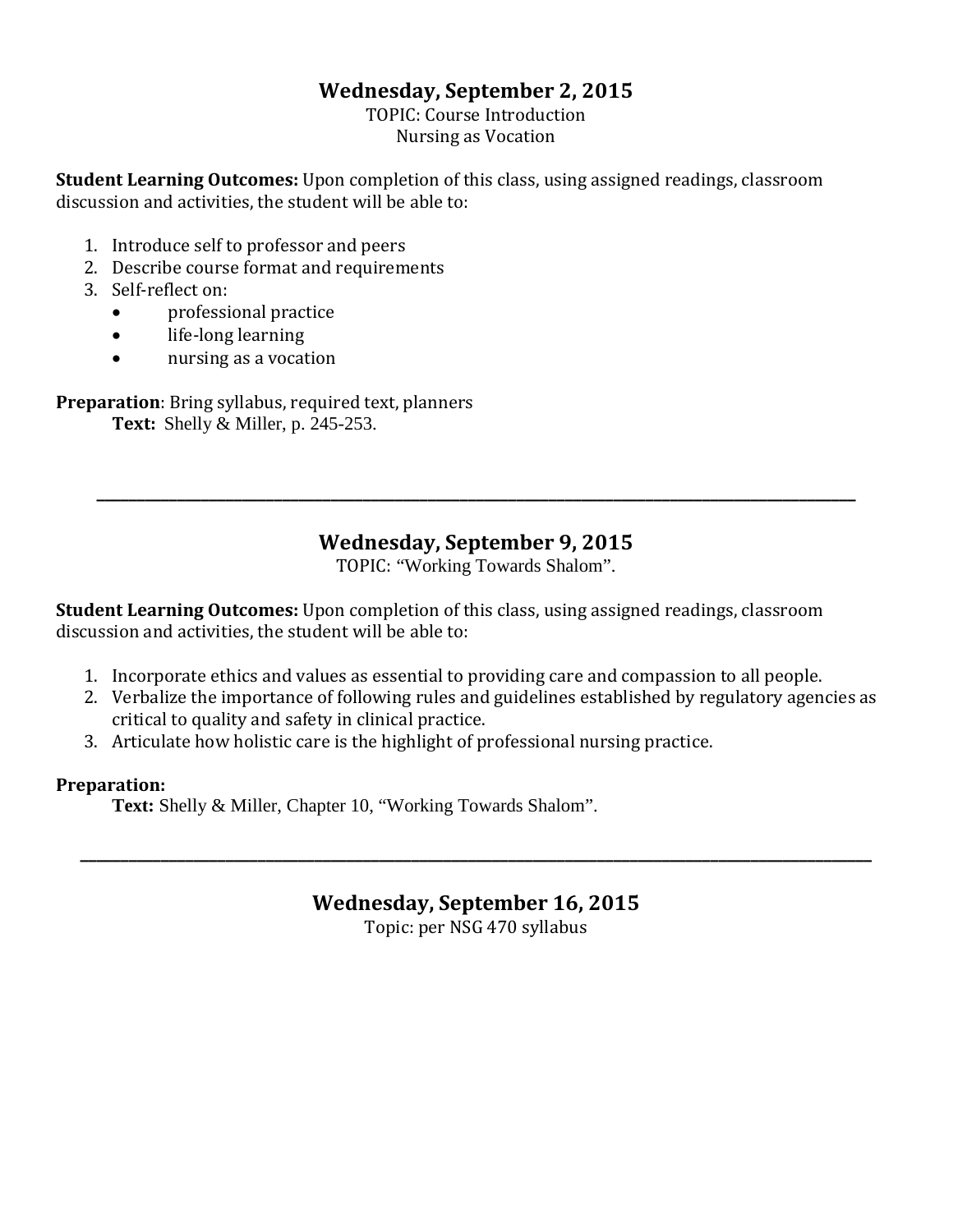## Wednesday, September 2, 2015

TOPIC: Course Introduction
Nursing as Vocation

**Student Learning Outcomes:** Upon completion of this class, using assigned readings, classroom discussion and activities, the student will be able to:

1. Introduce self to professor and peers
2. Describe course format and requirements
3. Self-reflect on:
   - professional practice
   - life-long learning
   - nursing as a vocation

**Preparation**: Bring syllabus, required text, planners
**Text:** Shelly & Miller, p. 245-253.

---

## Wednesday, September 9, 2015

TOPIC: "Working Towards Shalom".

**Student Learning Outcomes:** Upon completion of this class, using assigned readings, classroom discussion and activities, the student will be able to:

1. Incorporate ethics and values as essential to providing care and compassion to all people.
2. Verbalize the importance of following rules and guidelines established by regulatory agencies as critical to quality and safety in clinical practice.
3. Articulate how holistic care is the highlight of professional nursing practice.

**Preparation:**
**Text:** Shelly & Miller, Chapter 10, "Working Towards Shalom".

---

## Wednesday, September 16, 2015

Topic: per NSG 470 syllabus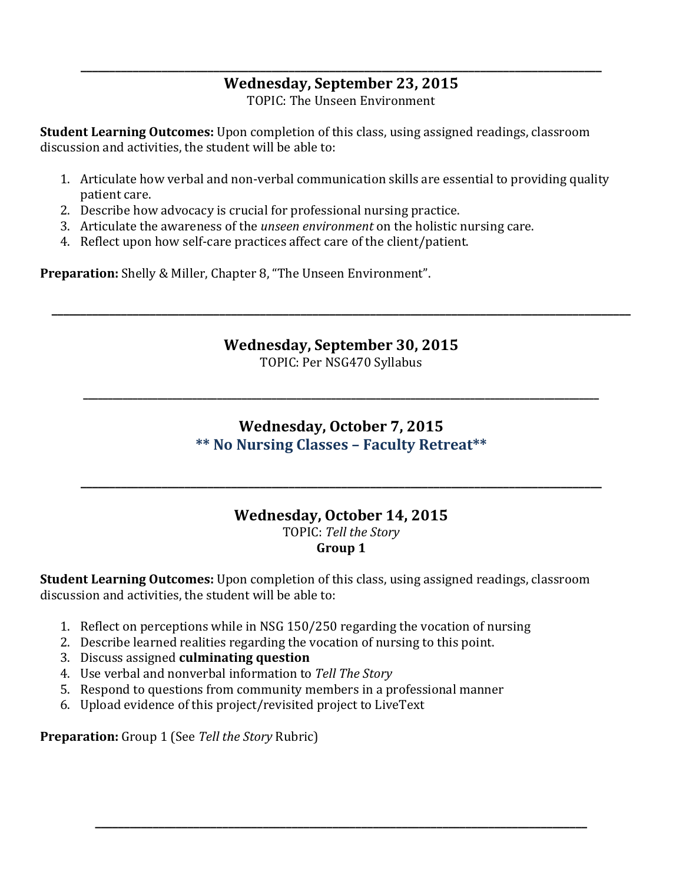---

### Wednesday, September 23, 2015

TOPIC: The Unseen Environment

**Student Learning Outcomes:** Upon completion of this class, using assigned readings, classroom discussion and activities, the student will be able to:

1. Articulate how verbal and non-verbal communication skills are essential to providing quality patient care.
2. Describe how advocacy is crucial for professional nursing practice.
3. Articulate the awareness of the *unseen environment* on the holistic nursing care.
4. Reflect upon how self-care practices affect care of the client/patient.

**Preparation:** Shelly & Miller, Chapter 8, "The Unseen Environment".

---

### Wednesday, September 30, 2015

TOPIC: Per NSG470 Syllabus

---

### Wednesday, October 7, 2015

**\*\* No Nursing Classes – Faculty Retreat\*\***

---

### Wednesday, October 14, 2015

TOPIC: *Tell the Story*

**Group 1**

**Student Learning Outcomes:** Upon completion of this class, using assigned readings, classroom discussion and activities, the student will be able to:

1. Reflect on perceptions while in NSG 150/250 regarding the vocation of nursing
2. Describe learned realities regarding the vocation of nursing to this point.
3. Discuss assigned **culminating question**
4. Use verbal and nonverbal information to *Tell The Story*
5. Respond to questions from community members in a professional manner
6. Upload evidence of this project/revisited project to LiveText

**Preparation:** Group 1 (See *Tell the Story* Rubric)

---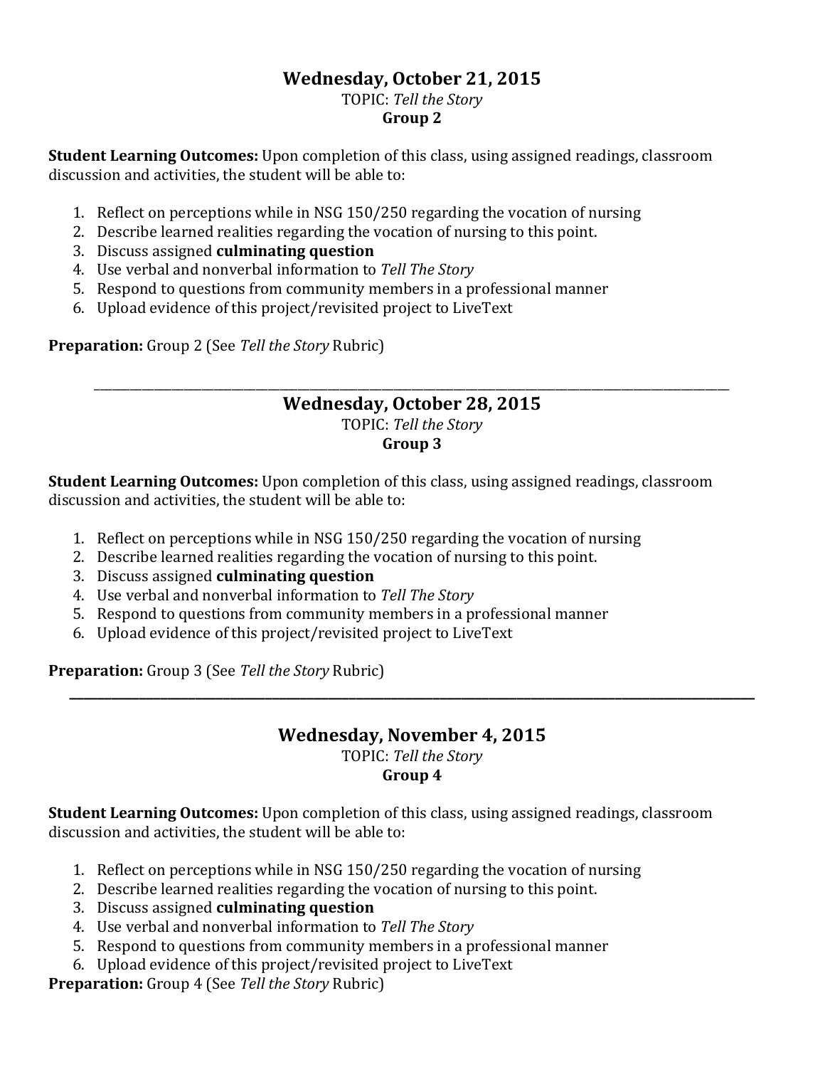## Wednesday, October 21, 2015

TOPIC: *Tell the Story*

**Group 2**

**Student Learning Outcomes:** Upon completion of this class, using assigned readings, classroom discussion and activities, the student will be able to:

1. Reflect on perceptions while in NSG 150/250 regarding the vocation of nursing
2. Describe learned realities regarding the vocation of nursing to this point.
3. Discuss assigned **culminating question**
4. Use verbal and nonverbal information to *Tell The Story*
5. Respond to questions from community members in a professional manner
6. Upload evidence of this project/revisited project to LiveText

**Preparation:** Group 2 (See *Tell the Story* Rubric)

---

## Wednesday, October 28, 2015

TOPIC: *Tell the Story*

**Group 3**

**Student Learning Outcomes:** Upon completion of this class, using assigned readings, classroom discussion and activities, the student will be able to:

1. Reflect on perceptions while in NSG 150/250 regarding the vocation of nursing
2. Describe learned realities regarding the vocation of nursing to this point.
3. Discuss assigned **culminating question**
4. Use verbal and nonverbal information to *Tell The Story*
5. Respond to questions from community members in a professional manner
6. Upload evidence of this project/revisited project to LiveText

**Preparation:** Group 3 (See *Tell the Story* Rubric)

---

## Wednesday, November 4, 2015

TOPIC: *Tell the Story*

**Group 4**

**Student Learning Outcomes:** Upon completion of this class, using assigned readings, classroom discussion and activities, the student will be able to:

1. Reflect on perceptions while in NSG 150/250 regarding the vocation of nursing
2. Describe learned realities regarding the vocation of nursing to this point.
3. Discuss assigned **culminating question**
4. Use verbal and nonverbal information to *Tell The Story*
5. Respond to questions from community members in a professional manner
6. Upload evidence of this project/revisited project to LiveText

**Preparation:** Group 4 (See *Tell the Story* Rubric)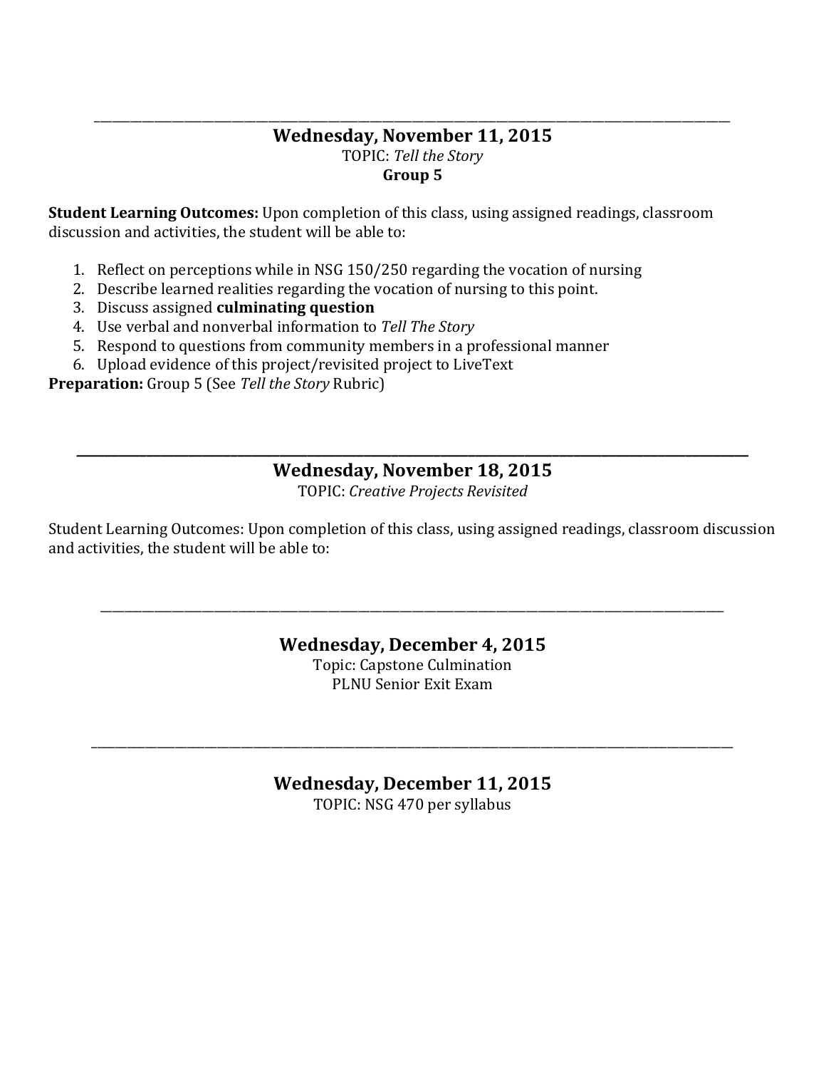---

## Wednesday, November 11, 2015

TOPIC: *Tell the Story*

**Group 5**

**Student Learning Outcomes:** Upon completion of this class, using assigned readings, classroom discussion and activities, the student will be able to:

1. Reflect on perceptions while in NSG 150/250 regarding the vocation of nursing
2. Describe learned realities regarding the vocation of nursing to this point.
3. Discuss assigned **culminating question**
4. Use verbal and nonverbal information to *Tell The Story*
5. Respond to questions from community members in a professional manner
6. Upload evidence of this project/revisited project to LiveText

**Preparation:** Group 5 (See *Tell the Story* Rubric)

---

## Wednesday, November 18, 2015

TOPIC: *Creative Projects Revisited*

Student Learning Outcomes: Upon completion of this class, using assigned readings, classroom discussion and activities, the student will be able to:

---

## Wednesday, December 4, 2015

Topic: Capstone Culmination

PLNU Senior Exit Exam

---

## Wednesday, December 11, 2015

TOPIC: NSG 470 per syllabus